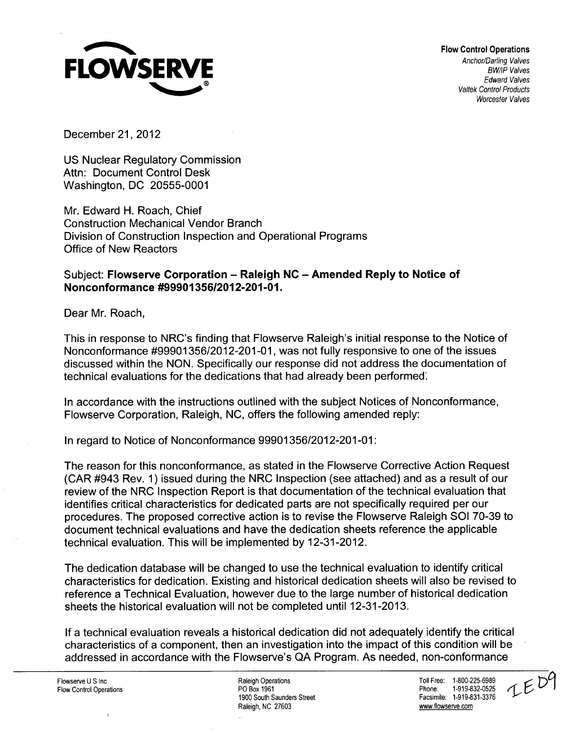**FLOWSERVE**

**Flow Control Operations**
*Anchor/Darling Valves*
*BW/IP Valves*
*Edward Valves*
*Valtek Control Products*
*Worcester Valves*

December 21, 2012

US Nuclear Regulatory Commission
Attn: Document Control Desk
Washington, DC 20555-0001

Mr. Edward H. Roach, Chief
Construction Mechanical Vendor Branch
Division of Construction Inspection and Operational Programs
Office of New Reactors

Subject: **Flowserve Corporation – Raleigh NC – Amended Reply to Notice of Nonconformance #99901356/2012-201-01.**

Dear Mr. Roach,

This in response to NRC's finding that Flowserve Raleigh's initial response to the Notice of Nonconformance #99901356/2012-201-01, was not fully responsive to one of the issues discussed within the NON. Specifically our response did not address the documentation of technical evaluations for the dedications that had already been performed.

In accordance with the instructions outlined with the subject Notices of Nonconformance, Flowserve Corporation, Raleigh, NC, offers the following amended reply:

In regard to Notice of Nonconformance 99901356/2012-201-01:

The reason for this nonconformance, as stated in the Flowserve Corrective Action Request (CAR #943 Rev. 1) issued during the NRC Inspection (see attached) and as a result of our review of the NRC Inspection Report is that documentation of the technical evaluation that identifies critical characteristics for dedicated parts are not specifically required per our procedures. The proposed corrective action is to revise the Flowserve Raleigh SOI 70-39 to document technical evaluations and have the dedication sheets reference the applicable technical evaluation. This will be implemented by 12-31-2012.

The dedication database will be changed to use the technical evaluation to identify critical characteristics for dedication. Existing and historical dedication sheets will also be revised to reference a Technical Evaluation, however due to the large number of historical dedication sheets the historical evaluation will not be completed until 12-31-2013.

If a technical evaluation reveals a historical dedication did not adequately identify the critical characteristics of a component, then an investigation into the impact of this condition will be addressed in accordance with the Flowserve's QA Program. As needed, non-conformance

Flowserve U S Inc
Flow Control Operations

Raleigh Operations
PO Box 1961
1900 South Saunders Street
Raleigh, NC 27603

Toll Free: 1-800-225-6989
Phone: 1-919-832-0525
Facsimile: 1-919-831-3376
www.flowserve.com

IE09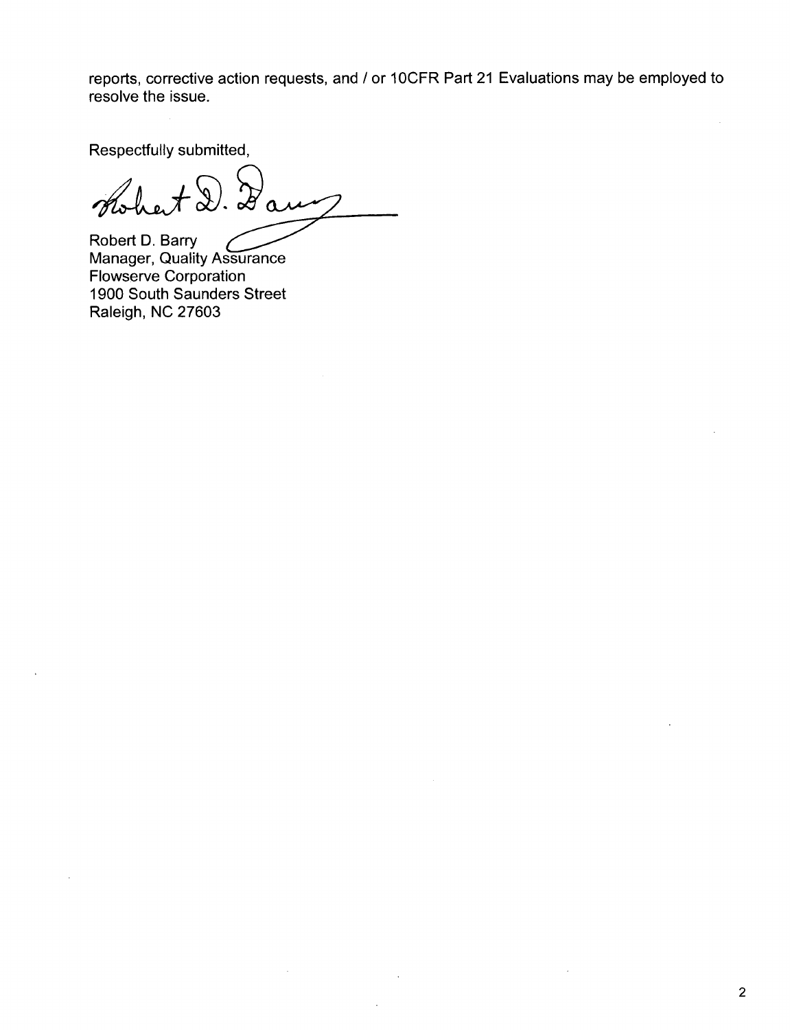reports, corrective action requests, and / or 10CFR Part 21 Evaluations may be employed to resolve the issue.

Respectfully submitted,

Robert D. Barry
Manager, Quality Assurance
Flowserve Corporation
1900 South Saunders Street
Raleigh, NC 27603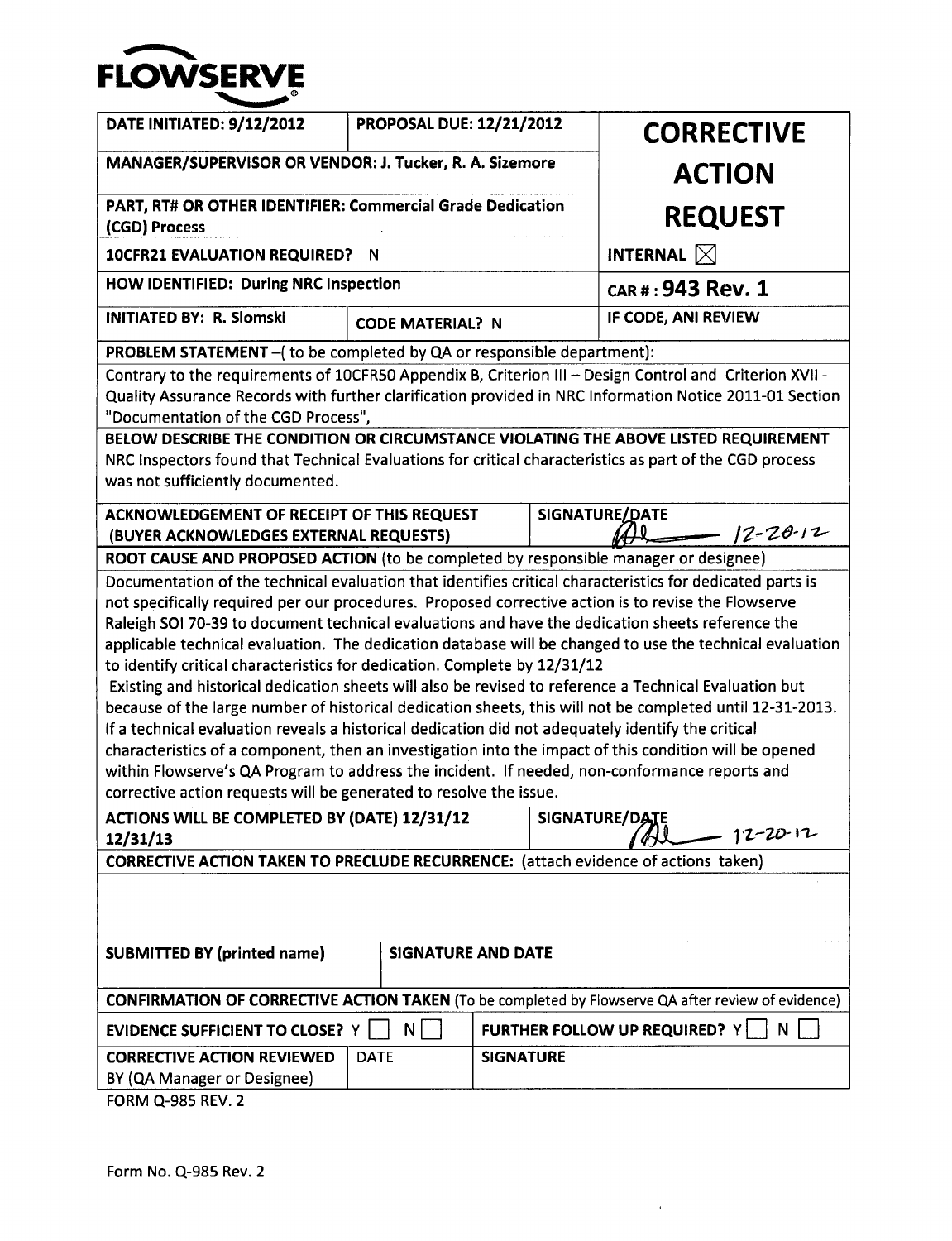**FLOWSERVE**

| | | |
|---|---|---|
| **DATE INITIATED: 9/12/2012** | **PROPOSAL DUE: 12/21/2012** | **CORRECTIVE ACTION REQUEST** |
| **MANAGER/SUPERVISOR OR VENDOR: J. Tucker, R. A. Sizemore** | | |
| **PART, RT# OR OTHER IDENTIFIER: Commercial Grade Dedication (CGD) Process** | | |
| **10CFR21 EVALUATION REQUIRED?** N | | **INTERNAL** ☒ |
| **HOW IDENTIFIED: During NRC Inspection** | | **CAR # : 943 Rev. 1** |
| **INITIATED BY: R. Slomski** | **CODE MATERIAL? N** | **IF CODE, ANI REVIEW** |

**PROBLEM STATEMENT** –( to be completed by QA or responsible department):

Contrary to the requirements of 10CFR50 Appendix B, Criterion III – Design Control and Criterion XVII - Quality Assurance Records with further clarification provided in NRC Information Notice 2011-01 Section "Documentation of the CGD Process",

**BELOW DESCRIBE THE CONDITION OR CIRCUMSTANCE VIOLATING THE ABOVE LISTED REQUIREMENT**

NRC Inspectors found that Technical Evaluations for critical characteristics as part of the CGD process was not sufficiently documented.

| | |
|---|---|
| **ACKNOWLEDGEMENT OF RECEIPT OF THIS REQUEST (BUYER ACKNOWLEDGES EXTERNAL REQUESTS)** | **SIGNATURE/DATE** [signature] 12-20-12 |

**ROOT CAUSE AND PROPOSED ACTION** (to be completed by responsible manager or designee)

Documentation of the technical evaluation that identifies critical characteristics for dedicated parts is not specifically required per our procedures. Proposed corrective action is to revise the Flowserve Raleigh SOI 70-39 to document technical evaluations and have the dedication sheets reference the applicable technical evaluation. The dedication database will be changed to use the technical evaluation to identify critical characteristics for dedication. Complete by 12/31/12

Existing and historical dedication sheets will also be revised to reference a Technical Evaluation but because of the large number of historical dedication sheets, this will not be completed until 12-31-2013. If a technical evaluation reveals a historical dedication did not adequately identify the critical characteristics of a component, then an investigation into the impact of this condition will be opened within Flowserve's QA Program to address the incident. If needed, non-conformance reports and corrective action requests will be generated to resolve the issue.

| | |
|---|---|
| **ACTIONS WILL BE COMPLETED BY (DATE) 12/31/12 12/31/13** | **SIGNATURE/DATE** [signature] 12-20-12 |

**CORRECTIVE ACTION TAKEN TO PRECLUDE RECURRENCE:** (attach evidence of actions taken)

| | |
|---|---|
| **SUBMITTED BY (printed name)** | **SIGNATURE AND DATE** |

**CONFIRMATION OF CORRECTIVE ACTION TAKEN** (To be completed by Flowserve QA after review of evidence)

| | | |
|---|---|---|
| **EVIDENCE SUFFICIENT TO CLOSE?** Y ☐ N ☐ | | **FURTHER FOLLOW UP REQUIRED?** Y ☐ N ☐ |
| **CORRECTIVE ACTION REVIEWED BY (QA Manager or Designee)** | **DATE** | **SIGNATURE** |

FORM Q-985 REV. 2

Form No. Q-985 Rev. 2